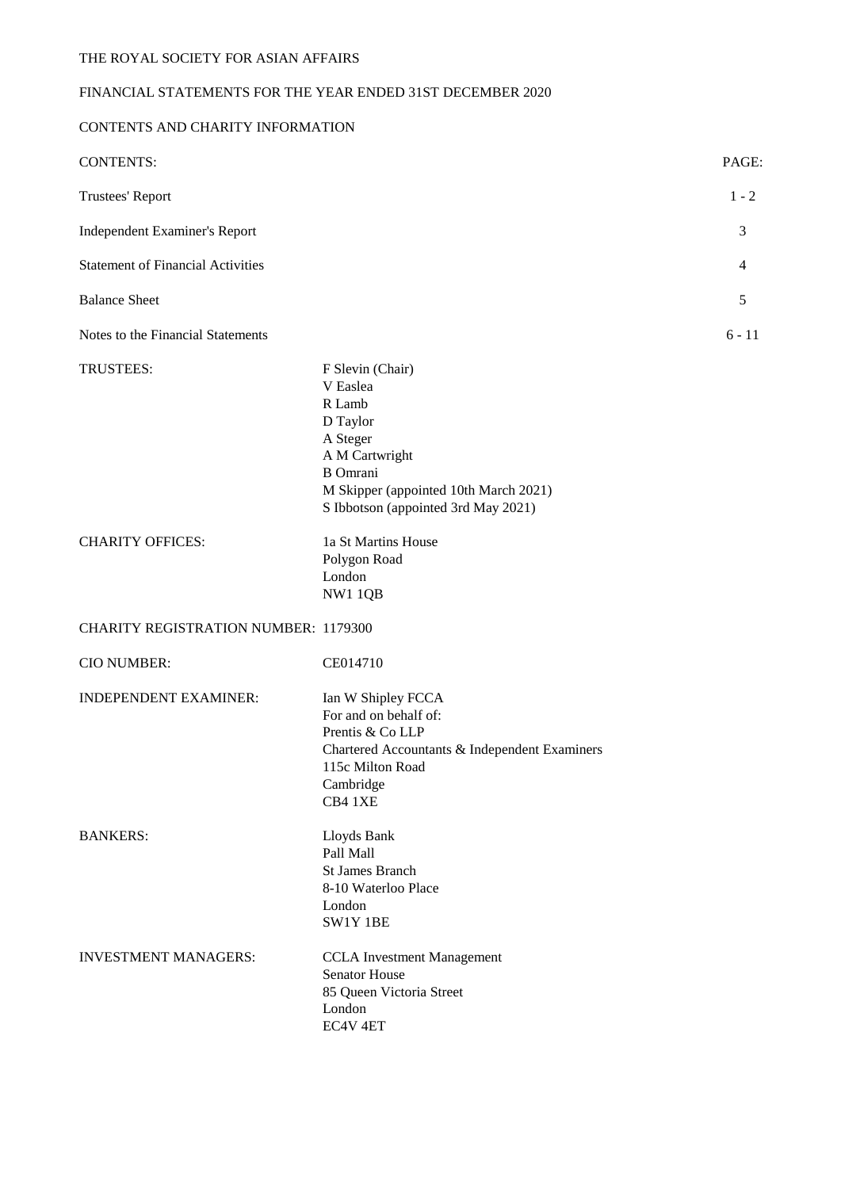# THE ROYAL SOCIETY FOR ASIAN AFFAIRS

## FINANCIAL STATEMENTS FOR THE YEAR ENDED 31ST DECEMBER 2020

### CONTENTS AND CHARITY INFORMATION

| CONTENTS: | PAGE: |
| --- | --- |
| Trustees' Report | 1 - 2 |
| Independent Examiner's Report | 3 |
| Statement of Financial Activities | 4 |
| Balance Sheet | 5 |
| Notes to the Financial Statements | 6 - 11 |

**TRUSTEES:**

F Slevin (Chair)
V Easlea
R Lamb
D Taylor
A Steger
A M Cartwright
B Omrani
M Skipper (appointed 10th March 2021)
S Ibbotson (appointed 3rd May 2021)

**CHARITY OFFICES:**

1a St Martins House
Polygon Road
London
NW1 1QB

**CHARITY REGISTRATION NUMBER:** 1179300

**CIO NUMBER:** CE014710

**INDEPENDENT EXAMINER:**

Ian W Shipley FCCA
For and on behalf of:
Prentis & Co LLP
Chartered Accountants & Independent Examiners
115c Milton Road
Cambridge
CB4 1XE

**BANKERS:**

Lloyds Bank
Pall Mall
St James Branch
8-10 Waterloo Place
London
SW1Y 1BE

**INVESTMENT MANAGERS:**

CCLA Investment Management
Senator House
85 Queen Victoria Street
London
EC4V 4ET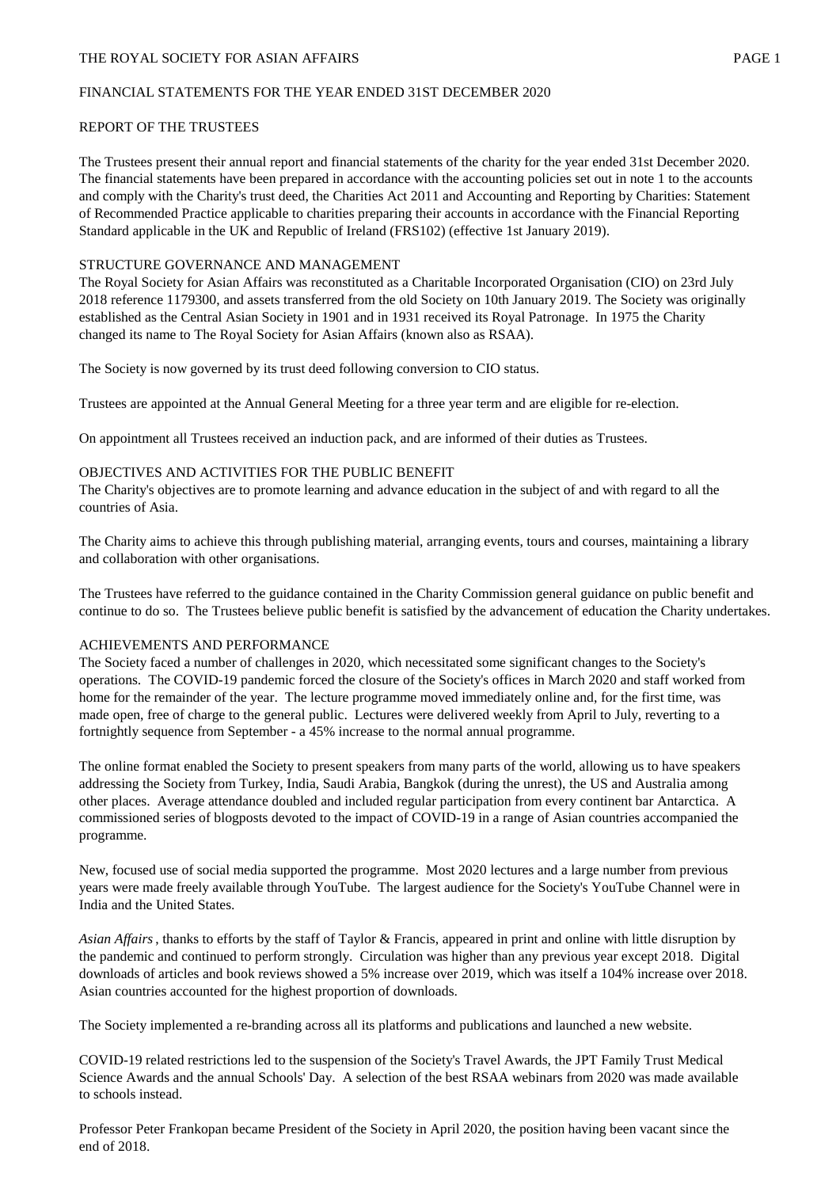FINANCIAL STATEMENTS FOR THE YEAR ENDED 31ST DECEMBER 2020

## REPORT OF THE TRUSTEES

The Trustees present their annual report and financial statements of the charity for the year ended 31st December 2020. The financial statements have been prepared in accordance with the accounting policies set out in note 1 to the accounts and comply with the Charity's trust deed, the Charities Act 2011 and Accounting and Reporting by Charities: Statement of Recommended Practice applicable to charities preparing their accounts in accordance with the Financial Reporting Standard applicable in the UK and Republic of Ireland (FRS102) (effective 1st January 2019).

### STRUCTURE GOVERNANCE AND MANAGEMENT

The Royal Society for Asian Affairs was reconstituted as a Charitable Incorporated Organisation (CIO) on 23rd July 2018 reference 1179300, and assets transferred from the old Society on 10th January 2019. The Society was originally established as the Central Asian Society in 1901 and in 1931 received its Royal Patronage. In 1975 the Charity changed its name to The Royal Society for Asian Affairs (known also as RSAA).

The Society is now governed by its trust deed following conversion to CIO status.

Trustees are appointed at the Annual General Meeting for a three year term and are eligible for re-election.

On appointment all Trustees received an induction pack, and are informed of their duties as Trustees.

### OBJECTIVES AND ACTIVITIES FOR THE PUBLIC BENEFIT

The Charity's objectives are to promote learning and advance education in the subject of and with regard to all the countries of Asia.

The Charity aims to achieve this through publishing material, arranging events, tours and courses, maintaining a library and collaboration with other organisations.

The Trustees have referred to the guidance contained in the Charity Commission general guidance on public benefit and continue to do so. The Trustees believe public benefit is satisfied by the advancement of education the Charity undertakes.

### ACHIEVEMENTS AND PERFORMANCE

The Society faced a number of challenges in 2020, which necessitated some significant changes to the Society's operations. The COVID-19 pandemic forced the closure of the Society's offices in March 2020 and staff worked from home for the remainder of the year. The lecture programme moved immediately online and, for the first time, was made open, free of charge to the general public. Lectures were delivered weekly from April to July, reverting to a fortnightly sequence from September - a 45% increase to the normal annual programme.

The online format enabled the Society to present speakers from many parts of the world, allowing us to have speakers addressing the Society from Turkey, India, Saudi Arabia, Bangkok (during the unrest), the US and Australia among other places. Average attendance doubled and included regular participation from every continent bar Antarctica. A commissioned series of blogposts devoted to the impact of COVID-19 in a range of Asian countries accompanied the programme.

New, focused use of social media supported the programme. Most 2020 lectures and a large number from previous years were made freely available through YouTube. The largest audience for the Society's YouTube Channel were in India and the United States.

*Asian Affairs* , thanks to efforts by the staff of Taylor & Francis, appeared in print and online with little disruption by the pandemic and continued to perform strongly. Circulation was higher than any previous year except 2018. Digital downloads of articles and book reviews showed a 5% increase over 2019, which was itself a 104% increase over 2018. Asian countries accounted for the highest proportion of downloads.

The Society implemented a re-branding across all its platforms and publications and launched a new website.

COVID-19 related restrictions led to the suspension of the Society's Travel Awards, the JPT Family Trust Medical Science Awards and the annual Schools' Day. A selection of the best RSAA webinars from 2020 was made available to schools instead.

Professor Peter Frankopan became President of the Society in April 2020, the position having been vacant since the end of 2018.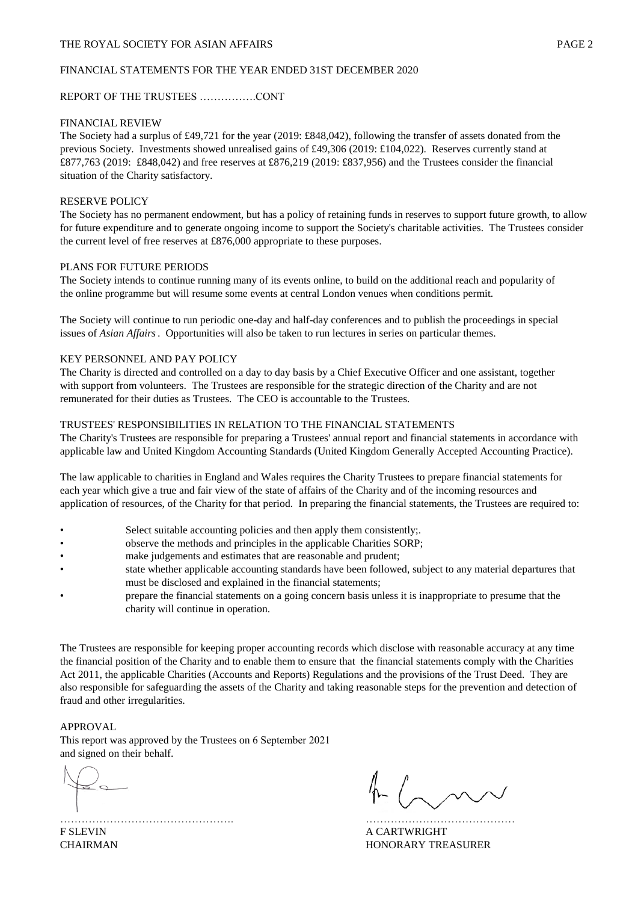FINANCIAL STATEMENTS FOR THE YEAR ENDED 31ST DECEMBER 2020

REPORT OF THE TRUSTEES …………….CONT

## FINANCIAL REVIEW

The Society had a surplus of £49,721 for the year (2019: £848,042), following the transfer of assets donated from the previous Society. Investments showed unrealised gains of £49,306 (2019: £104,022). Reserves currently stand at £877,763 (2019: £848,042) and free reserves at £876,219 (2019: £837,956) and the Trustees consider the financial situation of the Charity satisfactory.

## RESERVE POLICY

The Society has no permanent endowment, but has a policy of retaining funds in reserves to support future growth, to allow for future expenditure and to generate ongoing income to support the Society's charitable activities. The Trustees consider the current level of free reserves at £876,000 appropriate to these purposes.

## PLANS FOR FUTURE PERIODS

The Society intends to continue running many of its events online, to build on the additional reach and popularity of the online programme but will resume some events at central London venues when conditions permit.

The Society will continue to run periodic one-day and half-day conferences and to publish the proceedings in special issues of *Asian Affairs* . Opportunities will also be taken to run lectures in series on particular themes.

## KEY PERSONNEL AND PAY POLICY

The Charity is directed and controlled on a day to day basis by a Chief Executive Officer and one assistant, together with support from volunteers. The Trustees are responsible for the strategic direction of the Charity and are not remunerated for their duties as Trustees. The CEO is accountable to the Trustees.

## TRUSTEES' RESPONSIBILITIES IN RELATION TO THE FINANCIAL STATEMENTS

The Charity's Trustees are responsible for preparing a Trustees' annual report and financial statements in accordance with applicable law and United Kingdom Accounting Standards (United Kingdom Generally Accepted Accounting Practice).

The law applicable to charities in England and Wales requires the Charity Trustees to prepare financial statements for each year which give a true and fair view of the state of affairs of the Charity and of the incoming resources and application of resources, of the Charity for that period. In preparing the financial statements, the Trustees are required to:

- Select suitable accounting policies and then apply them consistently;.
- observe the methods and principles in the applicable Charities SORP;
- make judgements and estimates that are reasonable and prudent;
- state whether applicable accounting standards have been followed, subject to any material departures that must be disclosed and explained in the financial statements;
- prepare the financial statements on a going concern basis unless it is inappropriate to presume that the charity will continue in operation.

The Trustees are responsible for keeping proper accounting records which disclose with reasonable accuracy at any time the financial position of the Charity and to enable them to ensure that the financial statements comply with the Charities Act 2011, the applicable Charities (Accounts and Reports) Regulations and the provisions of the Trust Deed. They are also responsible for safeguarding the assets of the Charity and taking reasonable steps for the prevention and detection of fraud and other irregularities.

## APPROVAL

This report was approved by the Trustees on 6 September 2021
and signed on their behalf.

| ………………………………………. | …………………………………… |
|---|---|
| F SLEVIN | A CARTWRIGHT |
| CHAIRMAN | HONORARY TREASURER |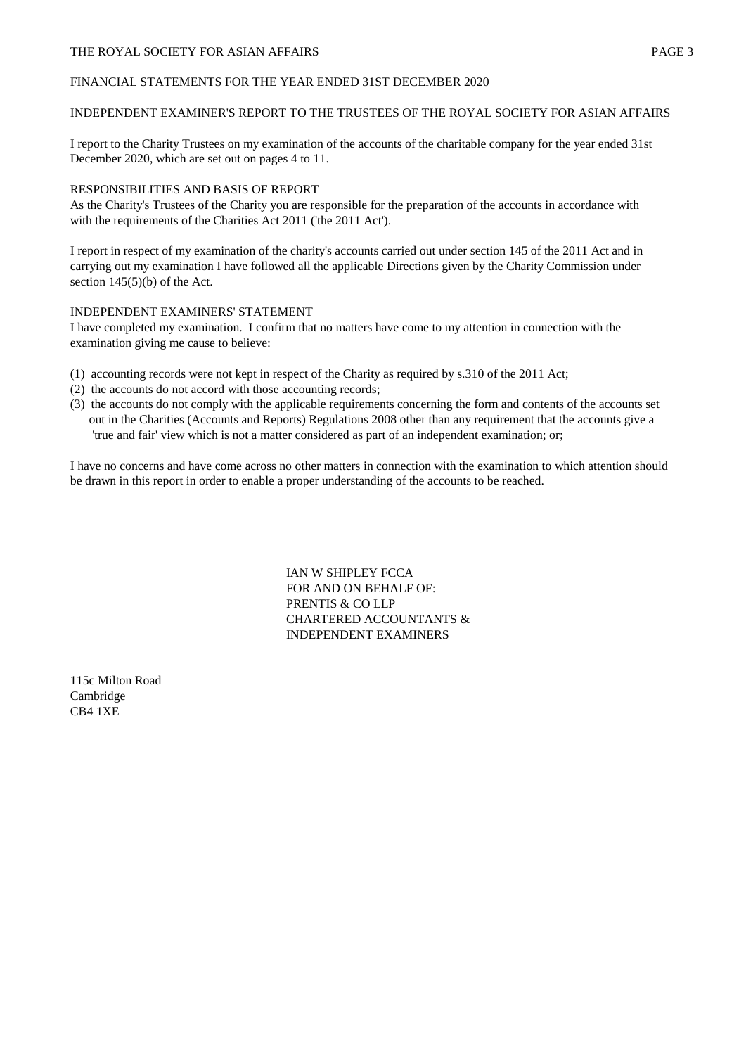FINANCIAL STATEMENTS FOR THE YEAR ENDED 31ST DECEMBER 2020

## INDEPENDENT EXAMINER'S REPORT TO THE TRUSTEES OF THE ROYAL SOCIETY FOR ASIAN AFFAIRS

I report to the Charity Trustees on my examination of the accounts of the charitable company for the year ended 31st December 2020, which are set out on pages 4 to 11.

### RESPONSIBILITIES AND BASIS OF REPORT

As the Charity's Trustees of the Charity you are responsible for the preparation of the accounts in accordance with with the requirements of the Charities Act 2011 ('the 2011 Act').

I report in respect of my examination of the charity's accounts carried out under section 145 of the 2011 Act and in carrying out my examination I have followed all the applicable Directions given by the Charity Commission under section 145(5)(b) of the Act.

### INDEPENDENT EXAMINERS' STATEMENT

I have completed my examination. I confirm that no matters have come to my attention in connection with the examination giving me cause to believe:

(1) accounting records were not kept in respect of the Charity as required by s.310 of the 2011 Act;
(2) the accounts do not accord with those accounting records;
(3) the accounts do not comply with the applicable requirements concerning the form and contents of the accounts set out in the Charities (Accounts and Reports) Regulations 2008 other than any requirement that the accounts give a 'true and fair' view which is not a matter considered as part of an independent examination; or;

I have no concerns and have come across no other matters in connection with the examination to which attention should be drawn in this report in order to enable a proper understanding of the accounts to be reached.

IAN W SHIPLEY FCCA
FOR AND ON BEHALF OF:
PRENTIS & CO LLP
CHARTERED ACCOUNTANTS &
INDEPENDENT EXAMINERS

115c Milton Road
Cambridge
CB4 1XE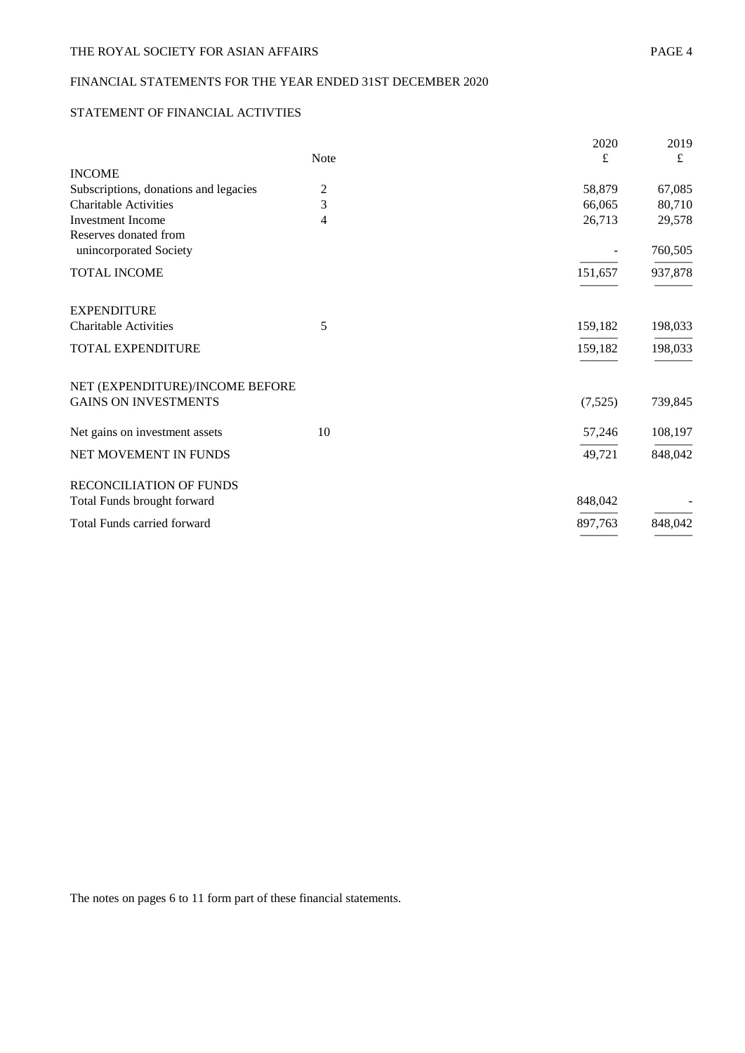THE ROYAL SOCIETY FOR ASIAN AFFAIRS

FINANCIAL STATEMENTS FOR THE YEAR ENDED 31ST DECEMBER 2020

## STATEMENT OF FINANCIAL ACTIVTIES

| | Note | 2020 £ | 2019 £ |
|---|---|---|---|
| **INCOME** | | | |
| Subscriptions, donations and legacies | 2 | 58,879 | 67,085 |
| Charitable Activities | 3 | 66,065 | 80,710 |
| Investment Income | 4 | 26,713 | 29,578 |
| Reserves donated from unincorporated Society | | - | 760,505 |
| TOTAL INCOME | | 151,657 | 937,878 |
| **EXPENDITURE** | | | |
| Charitable Activities | 5 | 159,182 | 198,033 |
| TOTAL EXPENDITURE | | 159,182 | 198,033 |
| NET (EXPENDITURE)/INCOME BEFORE GAINS ON INVESTMENTS | | (7,525) | 739,845 |
| Net gains on investment assets | 10 | 57,246 | 108,197 |
| NET MOVEMENT IN FUNDS | | 49,721 | 848,042 |
| **RECONCILIATION OF FUNDS** | | | |
| Total Funds brought forward | | 848,042 | - |
| Total Funds carried forward | | 897,763 | 848,042 |

The notes on pages 6 to 11 form part of these financial statements.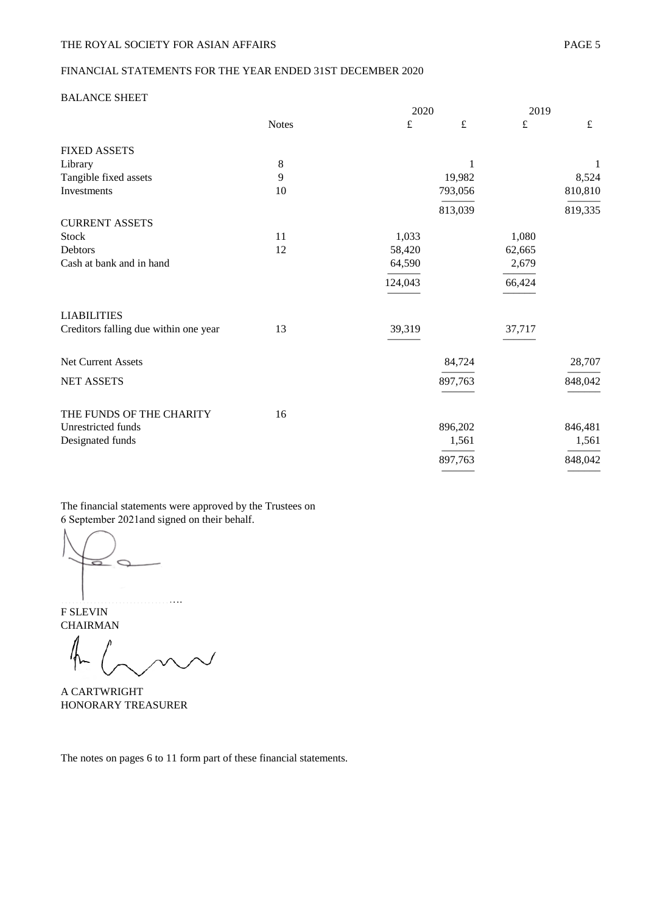THE ROYAL SOCIETY FOR ASIAN AFFAIRS

FINANCIAL STATEMENTS FOR THE YEAR ENDED 31ST DECEMBER 2020

## BALANCE SHEET

| | Notes | 2020 £ | 2020 £ | 2019 £ | 2019 £ |
|---|---|---|---|---|---|
| **FIXED ASSETS** | | | | | |
| Library | 8 | | 1 | | 1 |
| Tangible fixed assets | 9 | | 19,982 | | 8,524 |
| Investments | 10 | | 793,056 | | 810,810 |
| | | | 813,039 | | 819,335 |
| **CURRENT ASSETS** | | | | | |
| Stock | 11 | 1,033 | | 1,080 | |
| Debtors | 12 | 58,420 | | 62,665 | |
| Cash at bank and in hand | | 64,590 | | 2,679 | |
| | | 124,043 | | 66,424 | |
| **LIABILITIES** | | | | | |
| Creditors falling due within one year | 13 | 39,319 | | 37,717 | |
| Net Current Assets | | | 84,724 | | 28,707 |
| NET ASSETS | | | 897,763 | | 848,042 |
| **THE FUNDS OF THE CHARITY** | 16 | | | | |
| Unrestricted funds | | | 896,202 | | 846,481 |
| Designated funds | | | 1,561 | | 1,561 |
| | | | 897,763 | | 848,042 |

The financial statements were approved by the Trustees on 6 September 2021and signed on their behalf.

F SLEVIN
CHAIRMAN

A CARTWRIGHT
HONORARY TREASURER

The notes on pages 6 to 11 form part of these financial statements.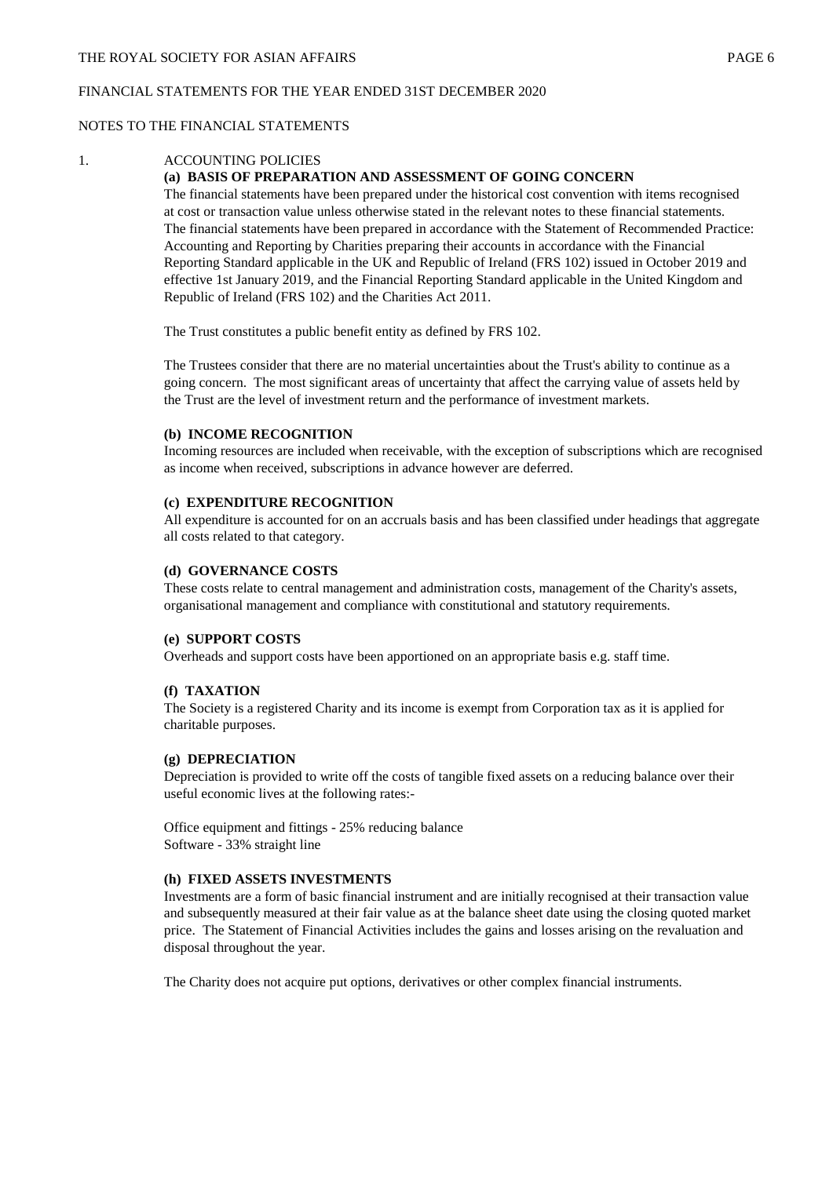NOTES TO THE FINANCIAL STATEMENTS

1. ACCOUNTING POLICIES

**(a) BASIS OF PREPARATION AND ASSESSMENT OF GOING CONCERN**

The financial statements have been prepared under the historical cost convention with items recognised at cost or transaction value unless otherwise stated in the relevant notes to these financial statements. The financial statements have been prepared in accordance with the Statement of Recommended Practice: Accounting and Reporting by Charities preparing their accounts in accordance with the Financial Reporting Standard applicable in the UK and Republic of Ireland (FRS 102) issued in October 2019 and effective 1st January 2019, and the Financial Reporting Standard applicable in the United Kingdom and Republic of Ireland (FRS 102) and the Charities Act 2011.

The Trust constitutes a public benefit entity as defined by FRS 102.

The Trustees consider that there are no material uncertainties about the Trust's ability to continue as a going concern. The most significant areas of uncertainty that affect the carrying value of assets held by the Trust are the level of investment return and the performance of investment markets.

**(b) INCOME RECOGNITION**

Incoming resources are included when receivable, with the exception of subscriptions which are recognised as income when received, subscriptions in advance however are deferred.

**(c) EXPENDITURE RECOGNITION**

All expenditure is accounted for on an accruals basis and has been classified under headings that aggregate all costs related to that category.

**(d) GOVERNANCE COSTS**

These costs relate to central management and administration costs, management of the Charity's assets, organisational management and compliance with constitutional and statutory requirements.

**(e) SUPPORT COSTS**

Overheads and support costs have been apportioned on an appropriate basis e.g. staff time.

**(f) TAXATION**

The Society is a registered Charity and its income is exempt from Corporation tax as it is applied for charitable purposes.

**(g) DEPRECIATION**

Depreciation is provided to write off the costs of tangible fixed assets on a reducing balance over their useful economic lives at the following rates:-

Office equipment and fittings - 25% reducing balance
Software - 33% straight line

**(h) FIXED ASSETS INVESTMENTS**

Investments are a form of basic financial instrument and are initially recognised at their transaction value and subsequently measured at their fair value as at the balance sheet date using the closing quoted market price. The Statement of Financial Activities includes the gains and losses arising on the revaluation and disposal throughout the year.

The Charity does not acquire put options, derivatives or other complex financial instruments.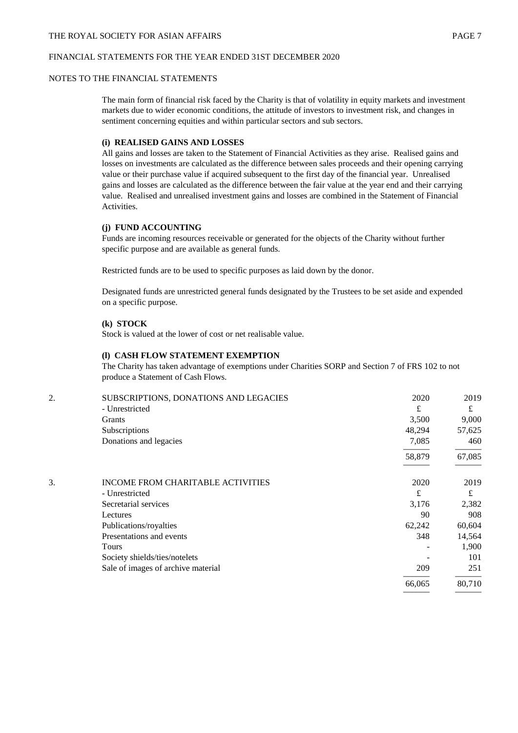NOTES TO THE FINANCIAL STATEMENTS

The main form of financial risk faced by the Charity is that of volatility in equity markets and investment markets due to wider economic conditions, the attitude of investors to investment risk, and changes in sentiment concerning equities and within particular sectors and sub sectors.

**(i) REALISED GAINS AND LOSSES**

All gains and losses are taken to the Statement of Financial Activities as they arise. Realised gains and losses on investments are calculated as the difference between sales proceeds and their opening carrying value or their purchase value if acquired subsequent to the first day of the financial year. Unrealised gains and losses are calculated as the difference between the fair value at the year end and their carrying value. Realised and unrealised investment gains and losses are combined in the Statement of Financial Activities.

**(j) FUND ACCOUNTING**

Funds are incoming resources receivable or generated for the objects of the Charity without further specific purpose and are available as general funds.

Restricted funds are to be used to specific purposes as laid down by the donor.

Designated funds are unrestricted general funds designated by the Trustees to be set aside and expended on a specific purpose.

**(k) STOCK**

Stock is valued at the lower of cost or net realisable value.

**(l) CASH FLOW STATEMENT EXEMPTION**

The Charity has taken advantage of exemptions under Charities SORP and Section 7 of FRS 102 to not produce a Statement of Cash Flows.

2. SUBSCRIPTIONS, DONATIONS AND LEGACIES

| - Unrestricted | 2020 £ | 2019 £ |
|---|---|---|
| Grants | 3,500 | 9,000 |
| Subscriptions | 48,294 | 57,625 |
| Donations and legacies | 7,085 | 460 |
| | 58,879 | 67,085 |

3. INCOME FROM CHARITABLE ACTIVITIES

| - Unrestricted | 2020 £ | 2019 £ |
|---|---|---|
| Secretarial services | 3,176 | 2,382 |
| Lectures | 90 | 908 |
| Publications/royalties | 62,242 | 60,604 |
| Presentations and events | 348 | 14,564 |
| Tours | - | 1,900 |
| Society shields/ties/notelets | - | 101 |
| Sale of images of archive material | 209 | 251 |
| | 66,065 | 80,710 |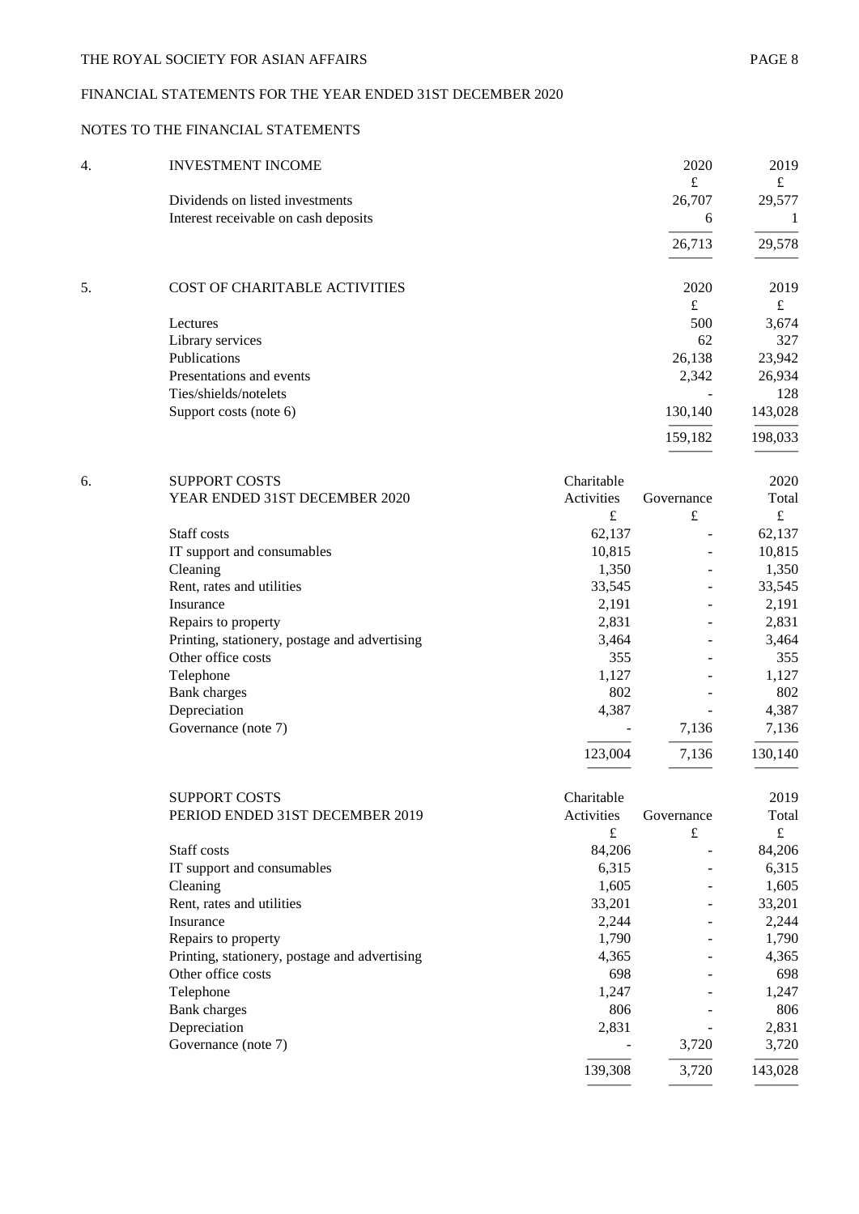THE ROYAL SOCIETY FOR ASIAN AFFAIRS

FINANCIAL STATEMENTS FOR THE YEAR ENDED 31ST DECEMBER 2020

NOTES TO THE FINANCIAL STATEMENTS

## 4. INVESTMENT INCOME

| | 2020 | 2019 |
|---|---|---|
| | £ | £ |
| Dividends on listed investments | 26,707 | 29,577 |
| Interest receivable on cash deposits | 6 | 1 |
| | 26,713 | 29,578 |

## 5. COST OF CHARITABLE ACTIVITIES

| | 2020 | 2019 |
|---|---|---|
| | £ | £ |
| Lectures | 500 | 3,674 |
| Library services | 62 | 327 |
| Publications | 26,138 | 23,942 |
| Presentations and events | 2,342 | 26,934 |
| Ties/shields/notelets | - | 128 |
| Support costs (note 6) | 130,140 | 143,028 |
| | 159,182 | 198,033 |

## 6. SUPPORT COSTS

| SUPPORT COSTS<br>YEAR ENDED 31ST DECEMBER 2020 | Charitable Activities | Governance | 2020 Total |
|---|---|---|---|
| | £ | £ | £ |
| Staff costs | 62,137 | - | 62,137 |
| IT support and consumables | 10,815 | - | 10,815 |
| Cleaning | 1,350 | - | 1,350 |
| Rent, rates and utilities | 33,545 | - | 33,545 |
| Insurance | 2,191 | - | 2,191 |
| Repairs to property | 2,831 | - | 2,831 |
| Printing, stationery, postage and advertising | 3,464 | - | 3,464 |
| Other office costs | 355 | - | 355 |
| Telephone | 1,127 | - | 1,127 |
| Bank charges | 802 | - | 802 |
| Depreciation | 4,387 | - | 4,387 |
| Governance (note 7) | - | 7,136 | 7,136 |
| | 123,004 | 7,136 | 130,140 |

| SUPPORT COSTS<br>PERIOD ENDED 31ST DECEMBER 2019 | Charitable Activities | Governance | 2019 Total |
|---|---|---|---|
| | £ | £ | £ |
| Staff costs | 84,206 | - | 84,206 |
| IT support and consumables | 6,315 | - | 6,315 |
| Cleaning | 1,605 | - | 1,605 |
| Rent, rates and utilities | 33,201 | - | 33,201 |
| Insurance | 2,244 | - | 2,244 |
| Repairs to property | 1,790 | - | 1,790 |
| Printing, stationery, postage and advertising | 4,365 | - | 4,365 |
| Other office costs | 698 | - | 698 |
| Telephone | 1,247 | - | 1,247 |
| Bank charges | 806 | - | 806 |
| Depreciation | 2,831 | - | 2,831 |
| Governance (note 7) | - | 3,720 | 3,720 |
| | 139,308 | 3,720 | 143,028 |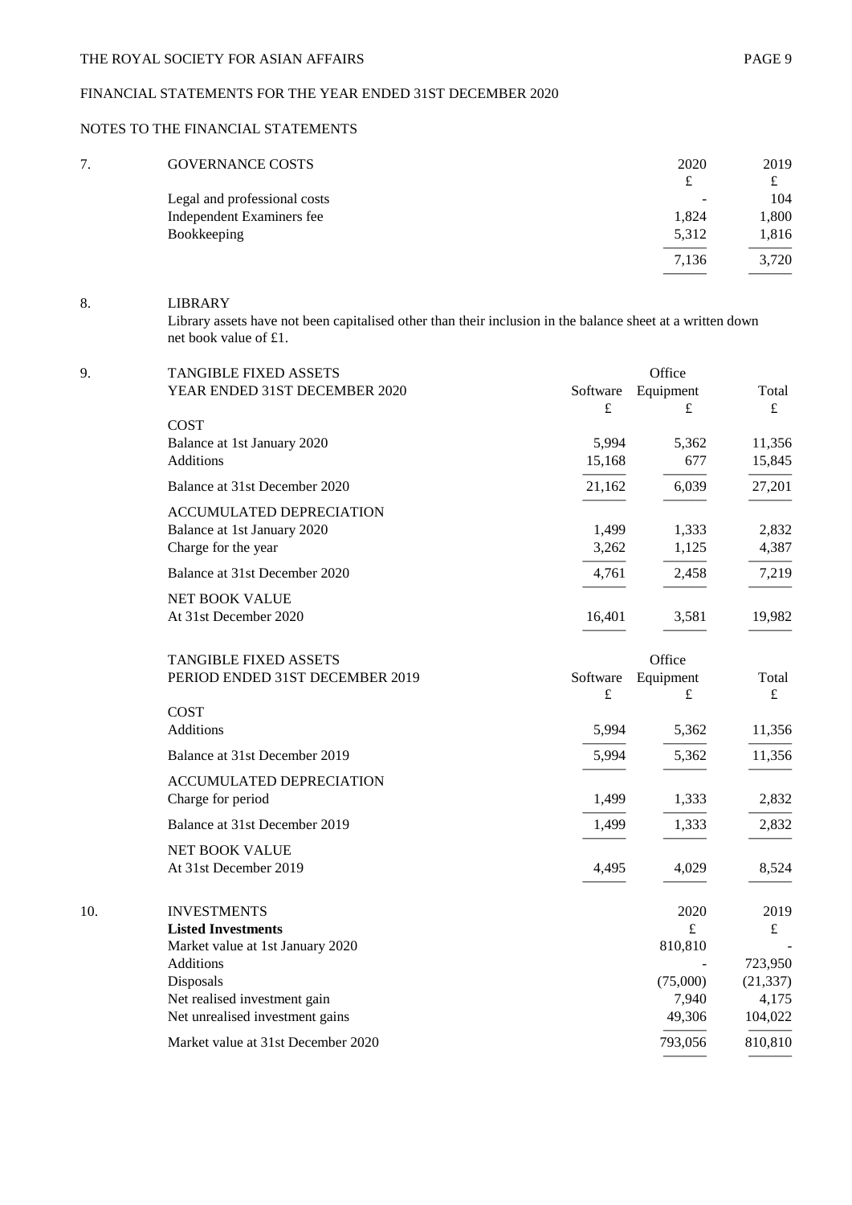## NOTES TO THE FINANCIAL STATEMENTS

### 7. GOVERNANCE COSTS

| | 2020 | 2019 |
|---|---|---|
| | £ | £ |
| Legal and professional costs | - | 104 |
| Independent Examiners fee | 1,824 | 1,800 |
| Bookkeeping | 5,312 | 1,816 |
| | 7,136 | 3,720 |

### 8. LIBRARY

Library assets have not been capitalised other than their inclusion in the balance sheet at a written down net book value of £1.

### 9. TANGIBLE FIXED ASSETS

| YEAR ENDED 31ST DECEMBER 2020 | Software | Office Equipment | Total |
|---|---|---|---|
| | £ | £ | £ |
| **COST** | | | |
| Balance at 1st January 2020 | 5,994 | 5,362 | 11,356 |
| Additions | 15,168 | 677 | 15,845 |
| Balance at 31st December 2020 | 21,162 | 6,039 | 27,201 |
| **ACCUMULATED DEPRECIATION** | | | |
| Balance at 1st January 2020 | 1,499 | 1,333 | 2,832 |
| Charge for the year | 3,262 | 1,125 | 4,387 |
| Balance at 31st December 2020 | 4,761 | 2,458 | 7,219 |
| **NET BOOK VALUE** | | | |
| At 31st December 2020 | 16,401 | 3,581 | 19,982 |

TANGIBLE FIXED ASSETS

| PERIOD ENDED 31ST DECEMBER 2019 | Software | Office Equipment | Total |
|---|---|---|---|
| | £ | £ | £ |
| **COST** | | | |
| Additions | 5,994 | 5,362 | 11,356 |
| Balance at 31st December 2019 | 5,994 | 5,362 | 11,356 |
| **ACCUMULATED DEPRECIATION** | | | |
| Charge for period | 1,499 | 1,333 | 2,832 |
| Balance at 31st December 2019 | 1,499 | 1,333 | 2,832 |
| **NET BOOK VALUE** | | | |
| At 31st December 2019 | 4,495 | 4,029 | 8,524 |

### 10. INVESTMENTS

| **Listed Investments** | 2020 | 2019 |
|---|---|---|
| | £ | £ |
| Market value at 1st January 2020 | 810,810 | - |
| Additions | - | 723,950 |
| Disposals | (75,000) | (21,337) |
| Net realised investment gain | 7,940 | 4,175 |
| Net unrealised investment gains | 49,306 | 104,022 |
| Market value at 31st December 2020 | 793,056 | 810,810 |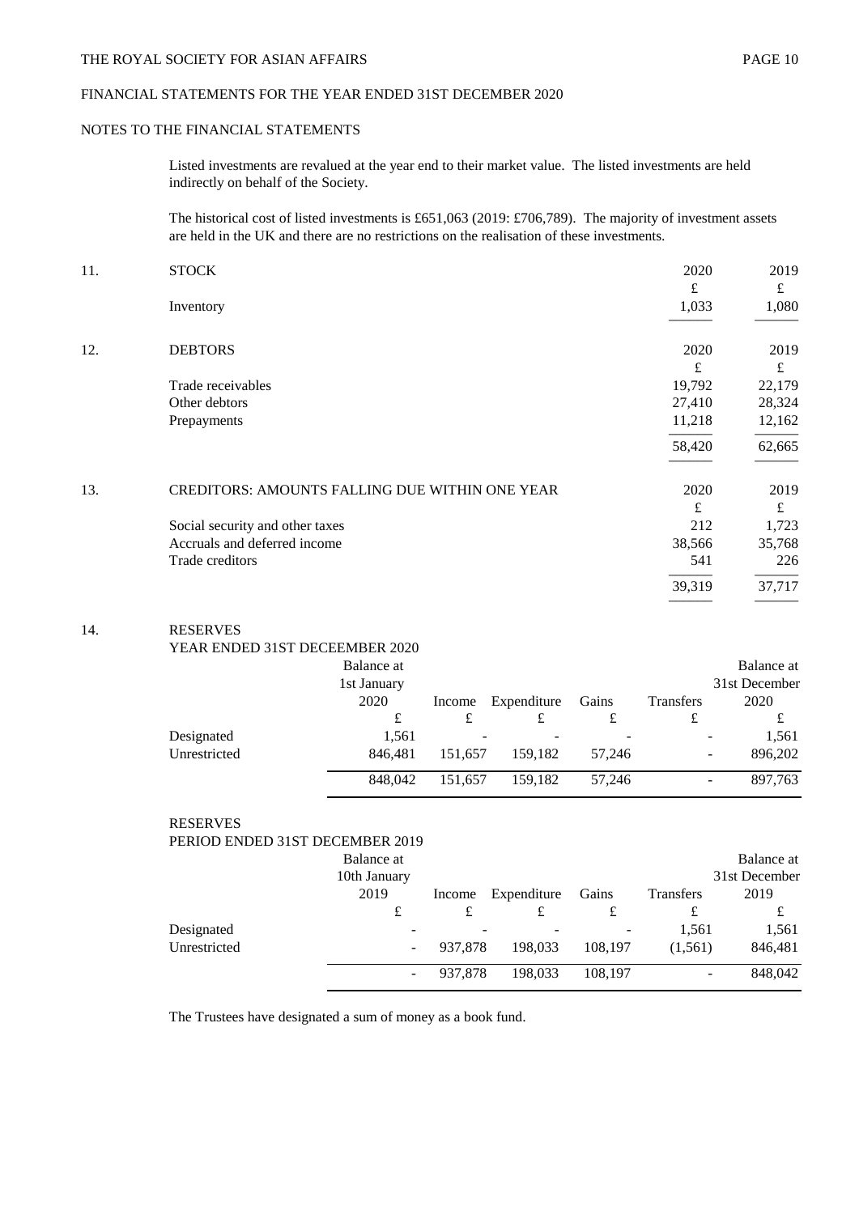FINANCIAL STATEMENTS FOR THE YEAR ENDED 31ST DECEMBER 2020

NOTES TO THE FINANCIAL STATEMENTS

Listed investments are revalued at the year end to their market value. The listed investments are held indirectly on behalf of the Society.

The historical cost of listed investments is £651,063 (2019: £706,789). The majority of investment assets are held in the UK and there are no restrictions on the realisation of these investments.

## 11. STOCK

| | 2020 | 2019 |
|---|---|---|
| | £ | £ |
| Inventory | 1,033 | 1,080 |

## 12. DEBTORS

| | 2020 | 2019 |
|---|---|---|
| | £ | £ |
| Trade receivables | 19,792 | 22,179 |
| Other debtors | 27,410 | 28,324 |
| Prepayments | 11,218 | 12,162 |
| | 58,420 | 62,665 |

## 13. CREDITORS: AMOUNTS FALLING DUE WITHIN ONE YEAR

| | 2020 | 2019 |
|---|---|---|
| | £ | £ |
| Social security and other taxes | 212 | 1,723 |
| Accruals and deferred income | 38,566 | 35,768 |
| Trade creditors | 541 | 226 |
| | 39,319 | 37,717 |

## 14. RESERVES

YEAR ENDED 31ST DECEEMBER 2020

| | Balance at 1st January 2020 | Income | Expenditure | Gains | Transfers | Balance at 31st December 2020 |
|---|---|---|---|---|---|---|
| | £ | £ | £ | £ | £ | £ |
| Designated | 1,561 | - | - | - | - | 1,561 |
| Unrestricted | 846,481 | 151,657 | 159,182 | 57,246 | - | 896,202 |
| | 848,042 | 151,657 | 159,182 | 57,246 | - | 897,763 |

RESERVES

PERIOD ENDED 31ST DECEMBER 2019

| | Balance at 10th January 2019 | Income | Expenditure | Gains | Transfers | Balance at 31st December 2019 |
|---|---|---|---|---|---|---|
| | £ | £ | £ | £ | £ | £ |
| Designated | - | - | - | - | 1,561 | 1,561 |
| Unrestricted | - | 937,878 | 198,033 | 108,197 | (1,561) | 846,481 |
| | - | 937,878 | 198,033 | 108,197 | - | 848,042 |

The Trustees have designated a sum of money as a book fund.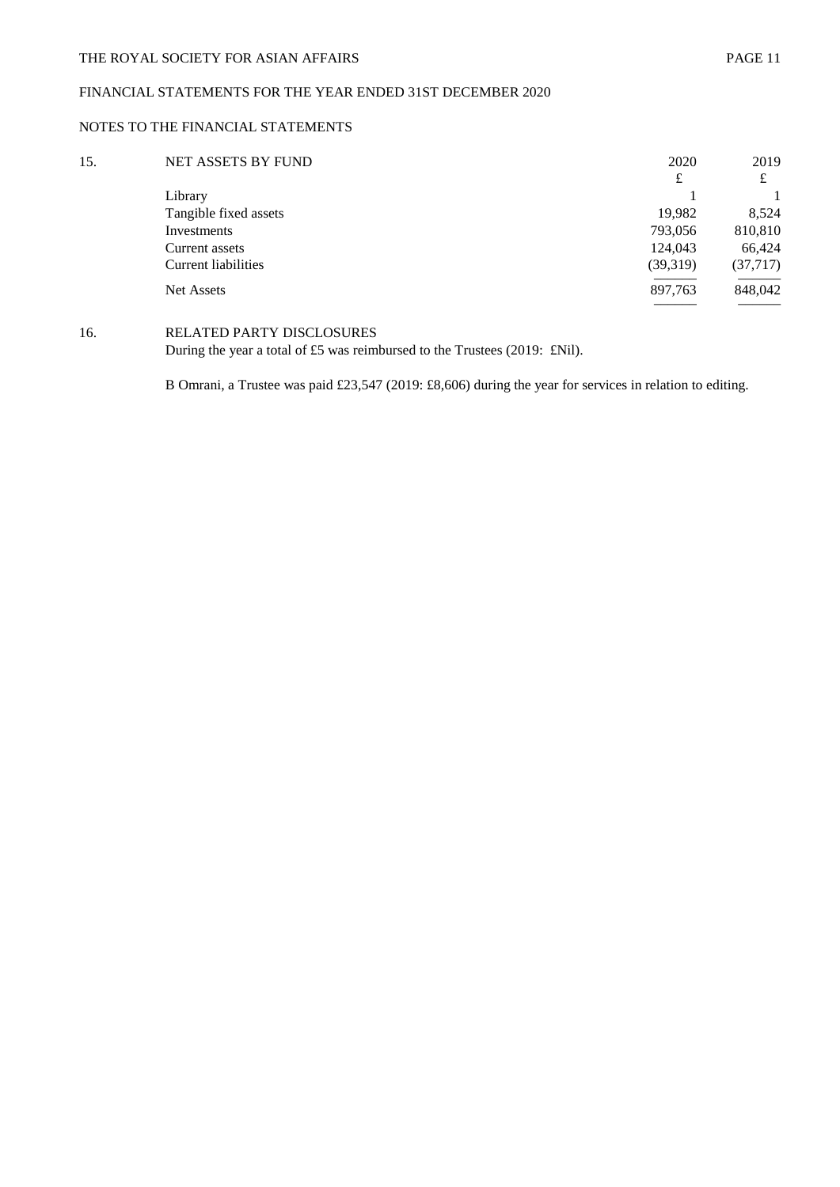NOTES TO THE FINANCIAL STATEMENTS

## 15. NET ASSETS BY FUND

| | 2020 | 2019 |
|---|---|---|
| | £ | £ |
| Library | 1 | 1 |
| Tangible fixed assets | 19,982 | 8,524 |
| Investments | 793,056 | 810,810 |
| Current assets | 124,043 | 66,424 |
| Current liabilities | (39,319) | (37,717) |
| Net Assets | 897,763 | 848,042 |

## 16. RELATED PARTY DISCLOSURES

During the year a total of £5 was reimbursed to the Trustees (2019: £Nil).

B Omrani, a Trustee was paid £23,547 (2019: £8,606) during the year for services in relation to editing.